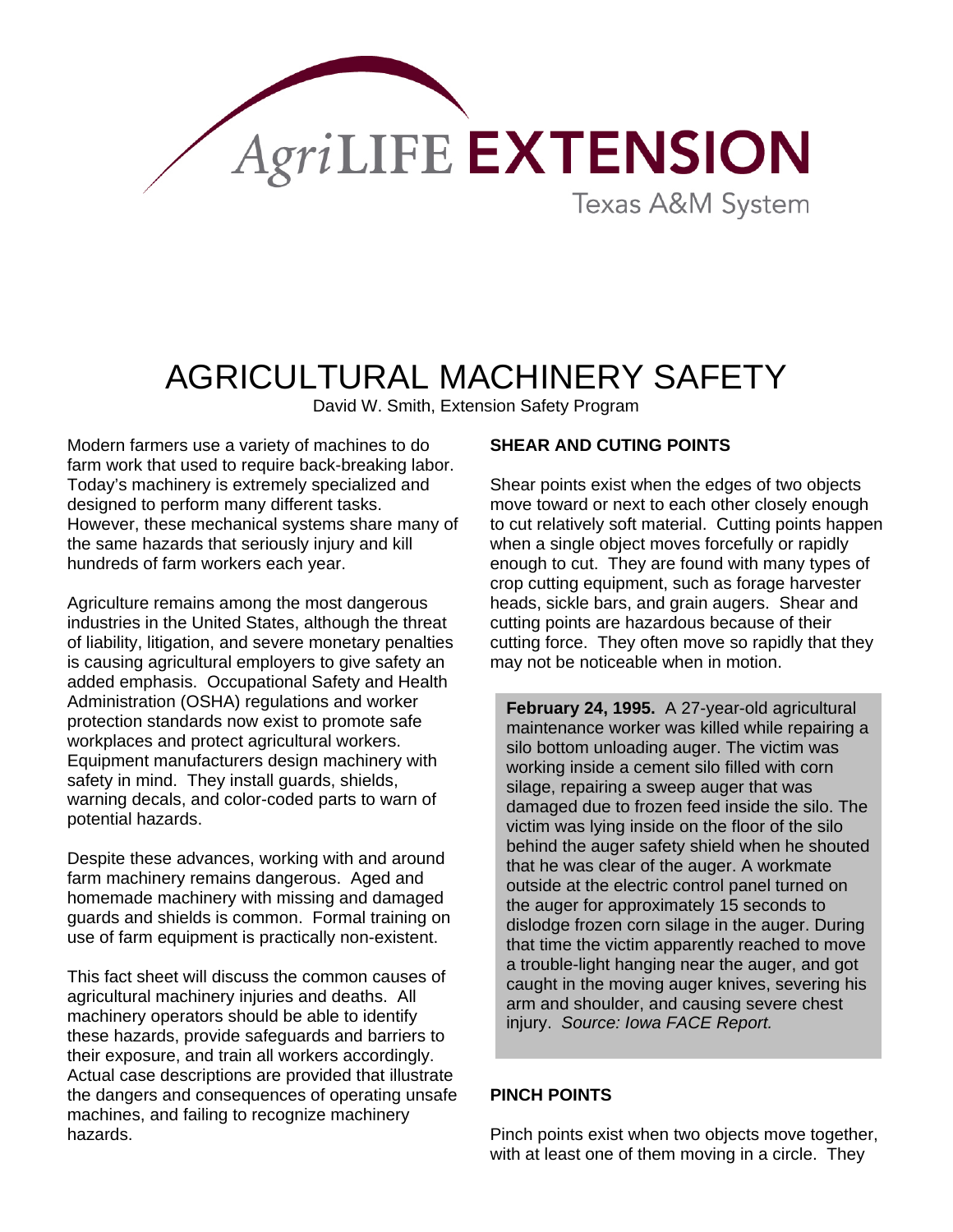AgriLIFE EXTENSION

Texas A&M System

# AGRICULTURAL MACHINERY SAFETY

David W. Smith, Extension Safety Program

Modern farmers use a variety of machines to do farm work that used to require back-breaking labor. Today's machinery is extremely specialized and designed to perform many different tasks. However, these mechanical systems share many of the same hazards that seriously injury and kill hundreds of farm workers each year.

Agriculture remains among the most dangerous industries in the United States, although the threat of liability, litigation, and severe monetary penalties is causing agricultural employers to give safety an added emphasis. Occupational Safety and Health Administration (OSHA) regulations and worker protection standards now exist to promote safe workplaces and protect agricultural workers. Equipment manufacturers design machinery with safety in mind. They install guards, shields, warning decals, and color-coded parts to warn of potential hazards.

Despite these advances, working with and around farm machinery remains dangerous. Aged and homemade machinery with missing and damaged guards and shields is common. Formal training on use of farm equipment is practically non-existent.

This fact sheet will discuss the common causes of agricultural machinery injuries and deaths. All machinery operators should be able to identify these hazards, provide safeguards and barriers to their exposure, and train all workers accordingly. Actual case descriptions are provided that illustrate the dangers and consequences of operating unsafe machines, and failing to recognize machinery hazards.

## SHEAR AND CUTING POINTS

Shear points exist when the edges of two objects move toward or next to each other closely enough to cut relatively soft material. Cutting points happen when a single object moves forcefully or rapidly enough to cut. They are found with many types of crop cutting equipment, such as forage harvester heads, sickle bars, and grain augers. Shear and cutting points are hazardous because of their cutting force. They often move so rapidly that they may not be noticeable when in motion.

> **February 24, 1995.** A 27-year-old agricultural maintenance worker was killed while repairing a silo bottom unloading auger. The victim was working inside a cement silo filled with corn silage, repairing a sweep auger that was damaged due to frozen feed inside the silo. The victim was lying inside on the floor of the silo behind the auger safety shield when he shouted that he was clear of the auger. A workmate outside at the electric control panel turned on the auger for approximately 15 seconds to dislodge frozen corn silage in the auger. During that time the victim apparently reached to move a trouble-light hanging near the auger, and got caught in the moving auger knives, severing his arm and shoulder, and causing severe chest injury. *Source: Iowa FACE Report.*

## PINCH POINTS

Pinch points exist when two objects move together, with at least one of them moving in a circle. They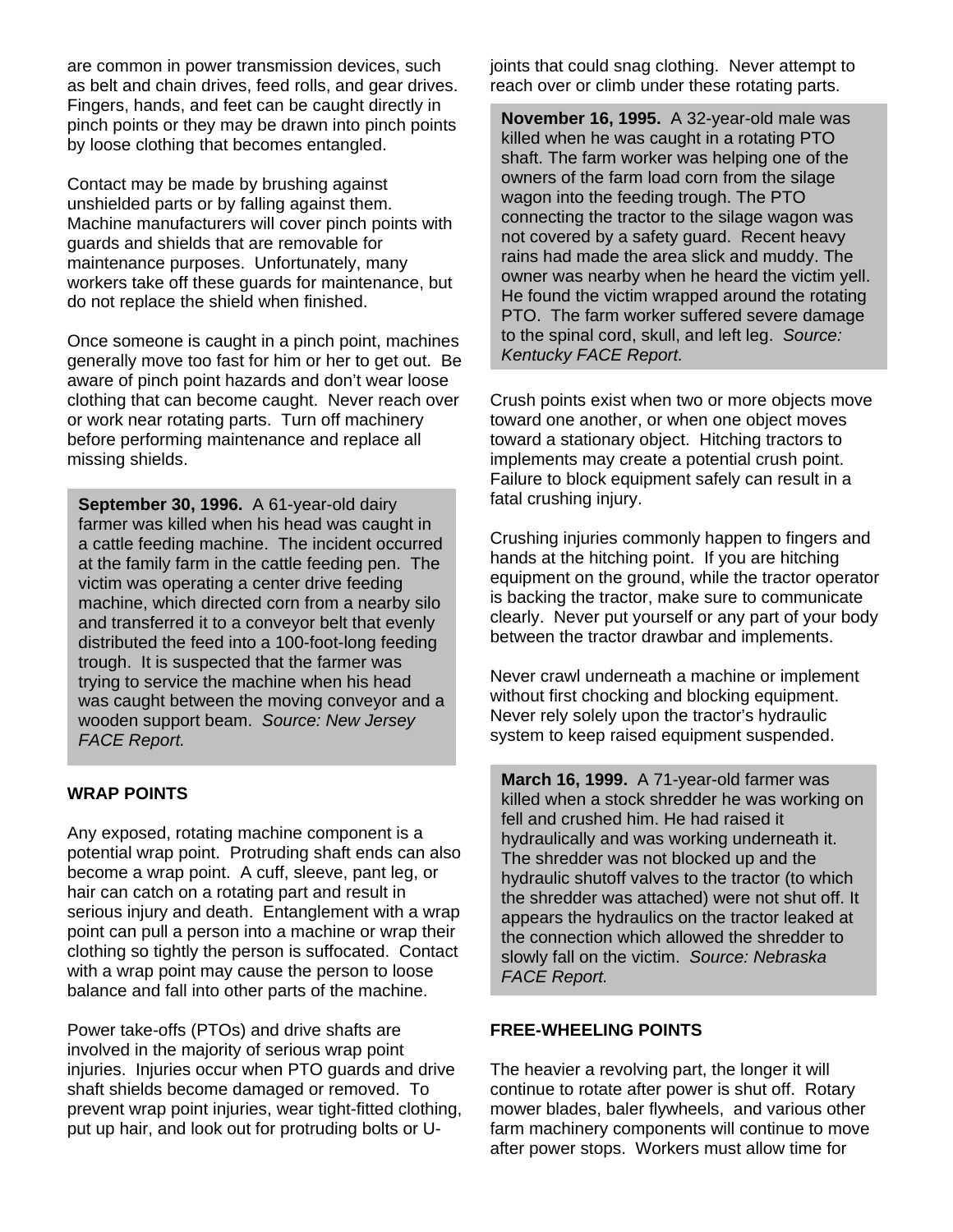are common in power transmission devices, such as belt and chain drives, feed rolls, and gear drives. Fingers, hands, and feet can be caught directly in pinch points or they may be drawn into pinch points by loose clothing that becomes entangled.

Contact may be made by brushing against unshielded parts or by falling against them. Machine manufacturers will cover pinch points with guards and shields that are removable for maintenance purposes. Unfortunately, many workers take off these guards for maintenance, but do not replace the shield when finished.

Once someone is caught in a pinch point, machines generally move too fast for him or her to get out. Be aware of pinch point hazards and don't wear loose clothing that can become caught. Never reach over or work near rotating parts. Turn off machinery before performing maintenance and replace all missing shields.

> **September 30, 1996.** A 61-year-old dairy farmer was killed when his head was caught in a cattle feeding machine. The incident occurred at the family farm in the cattle feeding pen. The victim was operating a center drive feeding machine, which directed corn from a nearby silo and transferred it to a conveyor belt that evenly distributed the feed into a 100-foot-long feeding trough. It is suspected that the farmer was trying to service the machine when his head was caught between the moving conveyor and a wooden support beam. *Source: New Jersey FACE Report.*

### WRAP POINTS

Any exposed, rotating machine component is a potential wrap point. Protruding shaft ends can also become a wrap point. A cuff, sleeve, pant leg, or hair can catch on a rotating part and result in serious injury and death. Entanglement with a wrap point can pull a person into a machine or wrap their clothing so tightly the person is suffocated. Contact with a wrap point may cause the person to loose balance and fall into other parts of the machine.

Power take-offs (PTOs) and drive shafts are involved in the majority of serious wrap point injuries. Injuries occur when PTO guards and drive shaft shields become damaged or removed. To prevent wrap point injuries, wear tight-fitted clothing, put up hair, and look out for protruding bolts or U-joints that could snag clothing. Never attempt to reach over or climb under these rotating parts.

> **November 16, 1995.** A 32-year-old male was killed when he was caught in a rotating PTO shaft. The farm worker was helping one of the owners of the farm load corn from the silage wagon into the feeding trough. The PTO connecting the tractor to the silage wagon was not covered by a safety guard. Recent heavy rains had made the area slick and muddy. The owner was nearby when he heard the victim yell. He found the victim wrapped around the rotating PTO. The farm worker suffered severe damage to the spinal cord, skull, and left leg. *Source: Kentucky FACE Report.*

Crush points exist when two or more objects move toward one another, or when one object moves toward a stationary object. Hitching tractors to implements may create a potential crush point. Failure to block equipment safely can result in a fatal crushing injury.

Crushing injuries commonly happen to fingers and hands at the hitching point. If you are hitching equipment on the ground, while the tractor operator is backing the tractor, make sure to communicate clearly. Never put yourself or any part of your body between the tractor drawbar and implements.

Never crawl underneath a machine or implement without first chocking and blocking equipment. Never rely solely upon the tractor's hydraulic system to keep raised equipment suspended.

> **March 16, 1999.** A 71-year-old farmer was killed when a stock shredder he was working on fell and crushed him. He had raised it hydraulically and was working underneath it. The shredder was not blocked up and the hydraulic shutoff valves to the tractor (to which the shredder was attached) were not shut off. It appears the hydraulics on the tractor leaked at the connection which allowed the shredder to slowly fall on the victim. *Source: Nebraska FACE Report.*

### FREE-WHEELING POINTS

The heavier a revolving part, the longer it will continue to rotate after power is shut off. Rotary mower blades, baler flywheels, and various other farm machinery components will continue to move after power stops. Workers must allow time for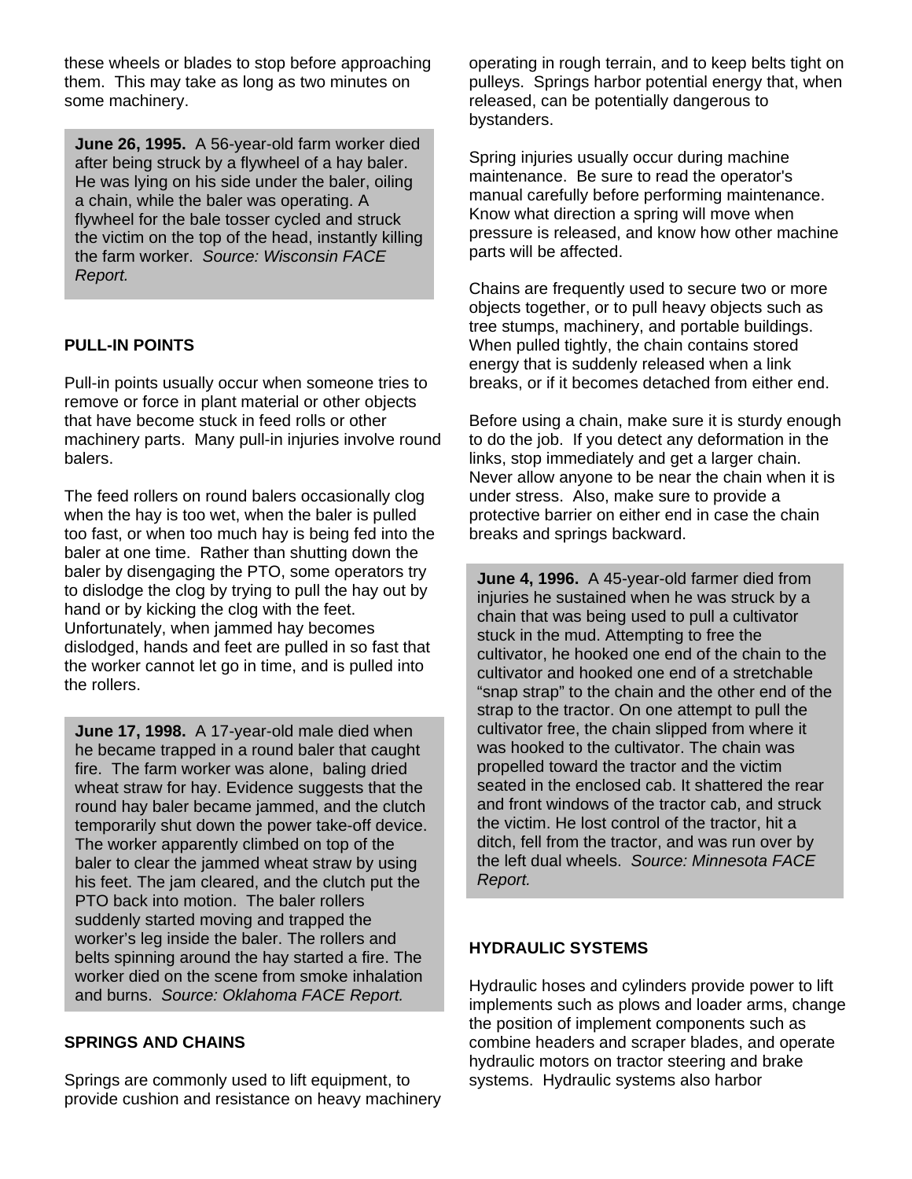these wheels or blades to stop before approaching them. This may take as long as two minutes on some machinery.

> **June 26, 1995.** A 56-year-old farm worker died after being struck by a flywheel of a hay baler. He was lying on his side under the baler, oiling a chain, while the baler was operating. A flywheel for the bale tosser cycled and struck the victim on the top of the head, instantly killing the farm worker. *Source: Wisconsin FACE Report.*

### PULL-IN POINTS

Pull-in points usually occur when someone tries to remove or force in plant material or other objects that have become stuck in feed rolls or other machinery parts. Many pull-in injuries involve round balers.

The feed rollers on round balers occasionally clog when the hay is too wet, when the baler is pulled too fast, or when too much hay is being fed into the baler at one time. Rather than shutting down the baler by disengaging the PTO, some operators try to dislodge the clog by trying to pull the hay out by hand or by kicking the clog with the feet. Unfortunately, when jammed hay becomes dislodged, hands and feet are pulled in so fast that the worker cannot let go in time, and is pulled into the rollers.

> **June 17, 1998.** A 17-year-old male died when he became trapped in a round baler that caught fire. The farm worker was alone, baling dried wheat straw for hay. Evidence suggests that the round hay baler became jammed, and the clutch temporarily shut down the power take-off device. The worker apparently climbed on top of the baler to clear the jammed wheat straw by using his feet. The jam cleared, and the clutch put the PTO back into motion. The baler rollers suddenly started moving and trapped the worker's leg inside the baler. The rollers and belts spinning around the hay started a fire. The worker died on the scene from smoke inhalation and burns. *Source: Oklahoma FACE Report.*

### SPRINGS AND CHAINS

Springs are commonly used to lift equipment, to provide cushion and resistance on heavy machinery operating in rough terrain, and to keep belts tight on pulleys. Springs harbor potential energy that, when released, can be potentially dangerous to bystanders.

Spring injuries usually occur during machine maintenance. Be sure to read the operator's manual carefully before performing maintenance. Know what direction a spring will move when pressure is released, and know how other machine parts will be affected.

Chains are frequently used to secure two or more objects together, or to pull heavy objects such as tree stumps, machinery, and portable buildings. When pulled tightly, the chain contains stored energy that is suddenly released when a link breaks, or if it becomes detached from either end.

Before using a chain, make sure it is sturdy enough to do the job. If you detect any deformation in the links, stop immediately and get a larger chain. Never allow anyone to be near the chain when it is under stress. Also, make sure to provide a protective barrier on either end in case the chain breaks and springs backward.

> **June 4, 1996.** A 45-year-old farmer died from injuries he sustained when he was struck by a chain that was being used to pull a cultivator stuck in the mud. Attempting to free the cultivator, he hooked one end of the chain to the cultivator and hooked one end of a stretchable "snap strap" to the chain and the other end of the strap to the tractor. On one attempt to pull the cultivator free, the chain slipped from where it was hooked to the cultivator. The chain was propelled toward the tractor and the victim seated in the enclosed cab. It shattered the rear and front windows of the tractor cab, and struck the victim. He lost control of the tractor, hit a ditch, fell from the tractor, and was run over by the left dual wheels. *Source: Minnesota FACE Report.*

### HYDRAULIC SYSTEMS

Hydraulic hoses and cylinders provide power to lift implements such as plows and loader arms, change the position of implement components such as combine headers and scraper blades, and operate hydraulic motors on tractor steering and brake systems. Hydraulic systems also harbor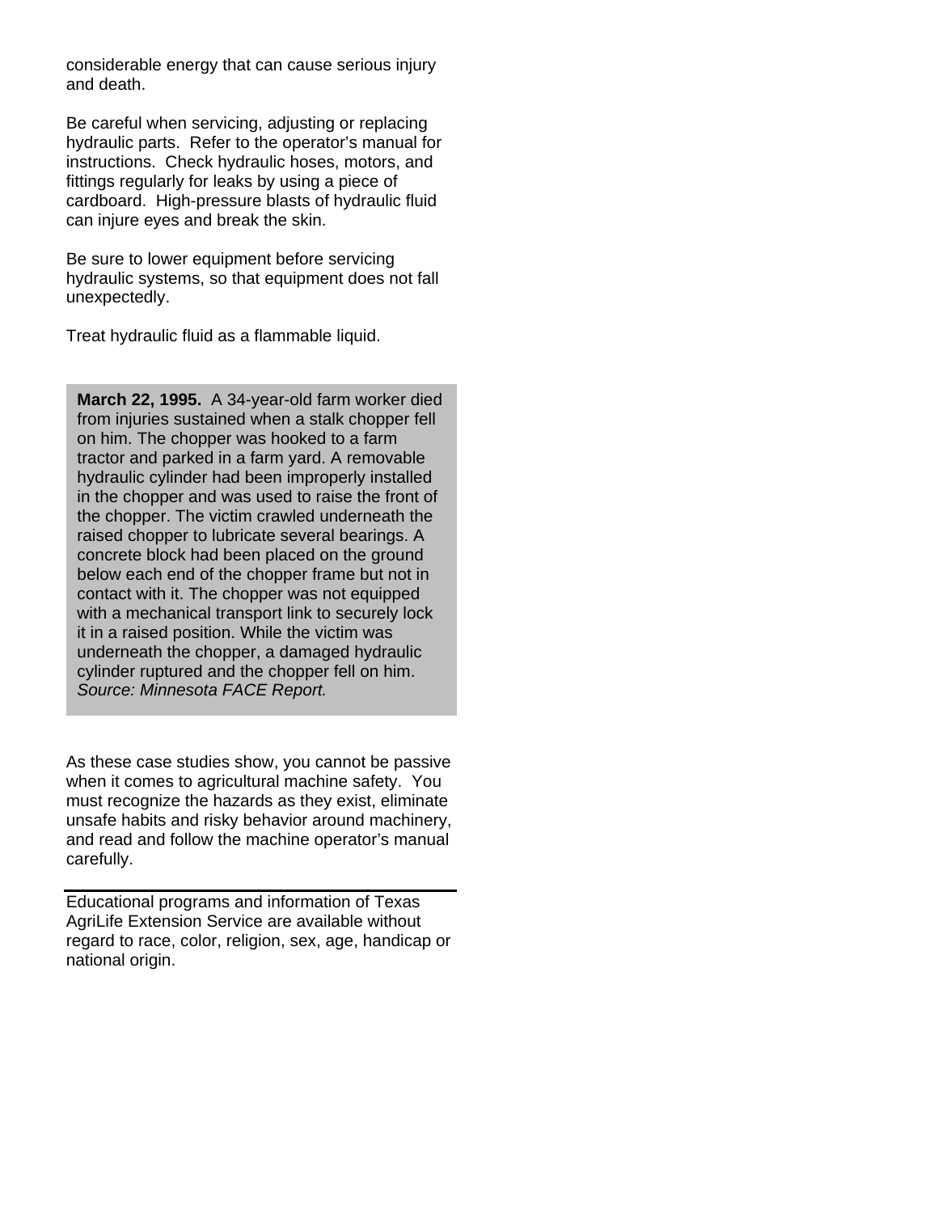considerable energy that can cause serious injury and death.

Be careful when servicing, adjusting or replacing hydraulic parts. Refer to the operator's manual for instructions. Check hydraulic hoses, motors, and fittings regularly for leaks by using a piece of cardboard. High-pressure blasts of hydraulic fluid can injure eyes and break the skin.

Be sure to lower equipment before servicing hydraulic systems, so that equipment does not fall unexpectedly.

Treat hydraulic fluid as a flammable liquid.

> **March 22, 1995.** A 34-year-old farm worker died from injuries sustained when a stalk chopper fell on him. The chopper was hooked to a farm tractor and parked in a farm yard. A removable hydraulic cylinder had been improperly installed in the chopper and was used to raise the front of the chopper. The victim crawled underneath the raised chopper to lubricate several bearings. A concrete block had been placed on the ground below each end of the chopper frame but not in contact with it. The chopper was not equipped with a mechanical transport link to securely lock it in a raised position. While the victim was underneath the chopper, a damaged hydraulic cylinder ruptured and the chopper fell on him. *Source: Minnesota FACE Report.*

As these case studies show, you cannot be passive when it comes to agricultural machine safety. You must recognize the hazards as they exist, eliminate unsafe habits and risky behavior around machinery, and read and follow the machine operator's manual carefully.

---

Educational programs and information of Texas AgriLife Extension Service are available without regard to race, color, religion, sex, age, handicap or national origin.